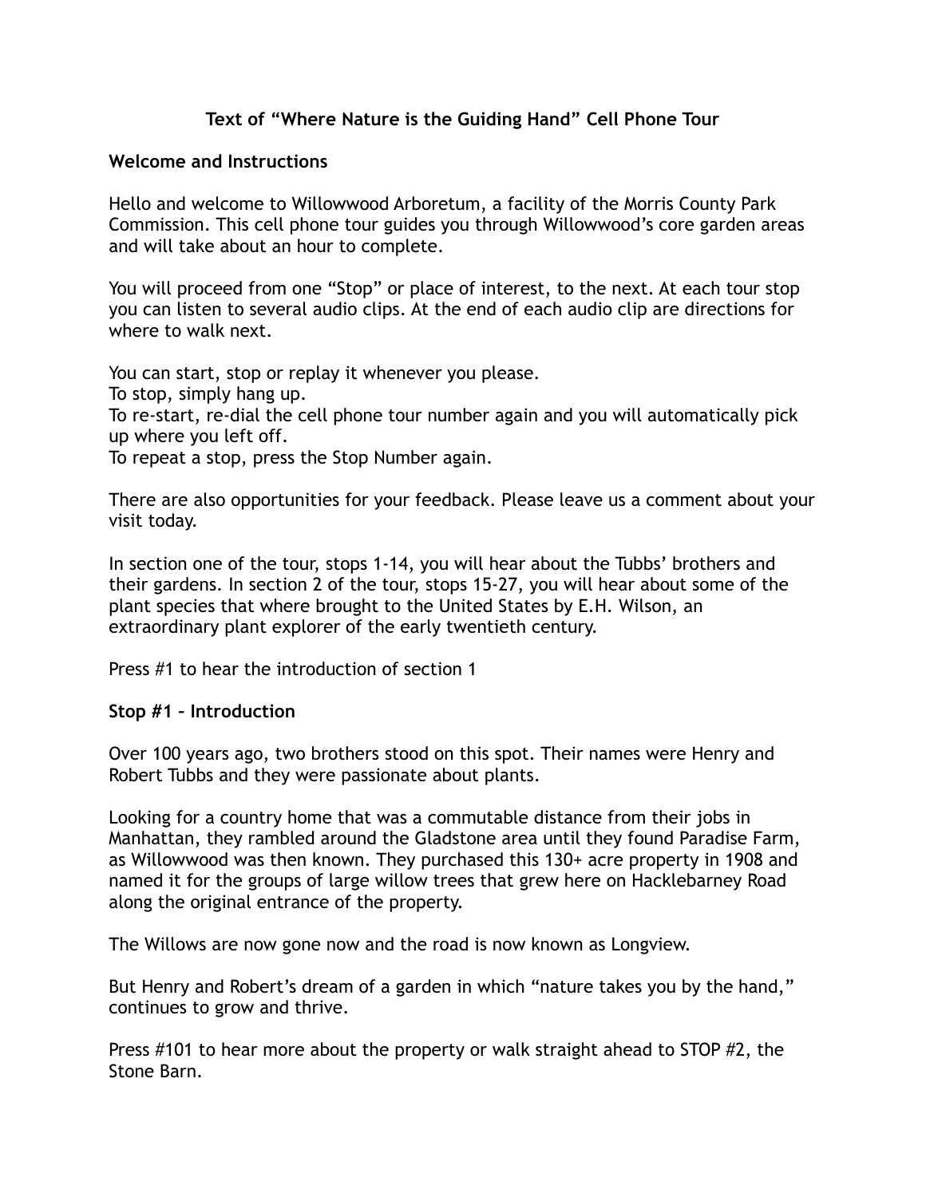# Text of "Where Nature is the Guiding Hand" Cell Phone Tour

## Welcome and Instructions

Hello and welcome to Willowwood Arboretum, a facility of the Morris County Park Commission. This cell phone tour guides you through Willowwood's core garden areas and will take about an hour to complete.

You will proceed from one "Stop" or place of interest, to the next. At each tour stop you can listen to several audio clips. At the end of each audio clip are directions for where to walk next.

You can start, stop or replay it whenever you please.
To stop, simply hang up.
To re-start, re-dial the cell phone tour number again and you will automatically pick up where you left off.
To repeat a stop, press the Stop Number again.

There are also opportunities for your feedback. Please leave us a comment about your visit today.

In section one of the tour, stops 1-14, you will hear about the Tubbs' brothers and their gardens. In section 2 of the tour, stops 15-27, you will hear about some of the plant species that where brought to the United States by E.H. Wilson, an extraordinary plant explorer of the early twentieth century.

Press #1 to hear the introduction of section 1

## Stop #1 – Introduction

Over 100 years ago, two brothers stood on this spot. Their names were Henry and Robert Tubbs and they were passionate about plants.

Looking for a country home that was a commutable distance from their jobs in Manhattan, they rambled around the Gladstone area until they found Paradise Farm, as Willowwood was then known. They purchased this 130+ acre property in 1908 and named it for the groups of large willow trees that grew here on Hacklebarney Road along the original entrance of the property.

The Willows are now gone now and the road is now known as Longview.

But Henry and Robert's dream of a garden in which "nature takes you by the hand," continues to grow and thrive.

Press #101 to hear more about the property or walk straight ahead to STOP #2, the Stone Barn.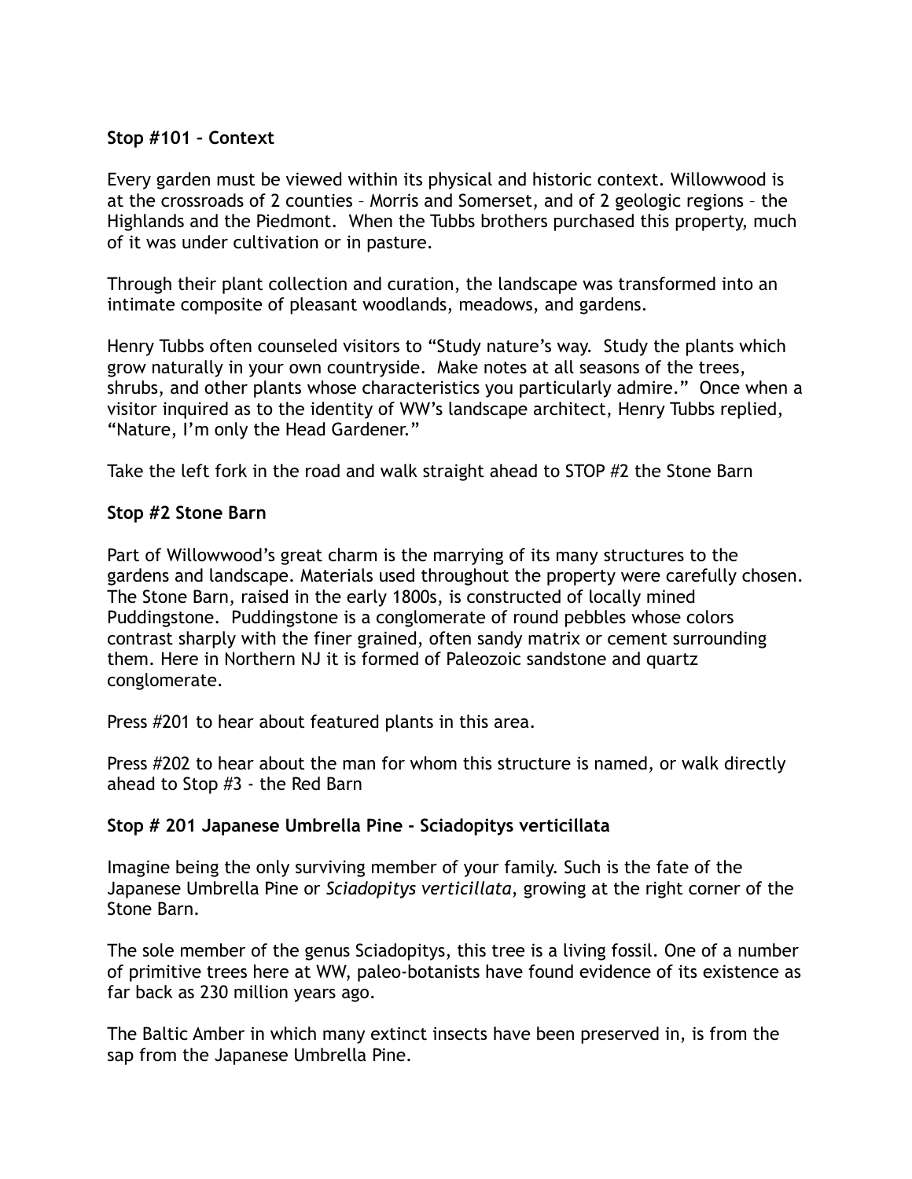**Stop #101 – Context**

Every garden must be viewed within its physical and historic context. Willowwood is at the crossroads of 2 counties – Morris and Somerset, and of 2 geologic regions – the Highlands and the Piedmont.  When the Tubbs brothers purchased this property, much of it was under cultivation or in pasture.

Through their plant collection and curation, the landscape was transformed into an intimate composite of pleasant woodlands, meadows, and gardens.

Henry Tubbs often counseled visitors to "Study nature's way.  Study the plants which grow naturally in your own countryside.  Make notes at all seasons of the trees, shrubs, and other plants whose characteristics you particularly admire."  Once when a visitor inquired as to the identity of WW's landscape architect, Henry Tubbs replied, "Nature, I'm only the Head Gardener."

Take the left fork in the road and walk straight ahead to STOP #2 the Stone Barn

**Stop #2 Stone Barn**

Part of Willowwood's great charm is the marrying of its many structures to the gardens and landscape. Materials used throughout the property were carefully chosen. The Stone Barn, raised in the early 1800s, is constructed of locally mined Puddingstone.  Puddingstone is a conglomerate of round pebbles whose colors contrast sharply with the finer grained, often sandy matrix or cement surrounding them. Here in Northern NJ it is formed of Paleozoic sandstone and quartz conglomerate.

Press #201 to hear about featured plants in this area.

Press #202 to hear about the man for whom this structure is named, or walk directly ahead to Stop #3 - the Red Barn

**Stop # 201 Japanese Umbrella Pine - Sciadopitys verticillata**

Imagine being the only surviving member of your family. Such is the fate of the Japanese Umbrella Pine or *Sciadopitys verticillata*, growing at the right corner of the Stone Barn.

The sole member of the genus Sciadopitys, this tree is a living fossil. One of a number of primitive trees here at WW, paleo-botanists have found evidence of its existence as far back as 230 million years ago.

The Baltic Amber in which many extinct insects have been preserved in, is from the sap from the Japanese Umbrella Pine.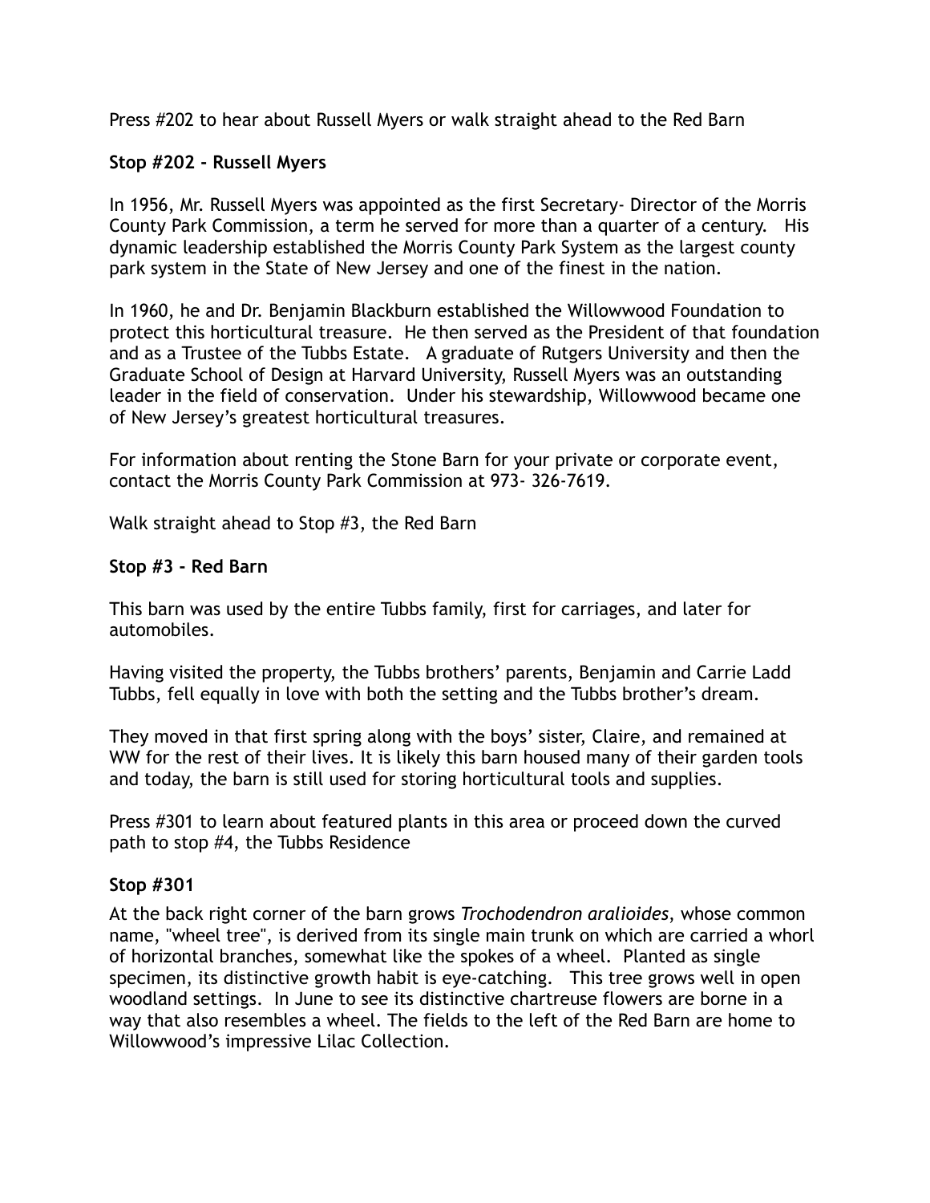Press #202 to hear about Russell Myers or walk straight ahead to the Red Barn

**Stop #202 - Russell Myers**

In 1956, Mr. Russell Myers was appointed as the first Secretary- Director of the Morris County Park Commission, a term he served for more than a quarter of a century. His dynamic leadership established the Morris County Park System as the largest county park system in the State of New Jersey and one of the finest in the nation.

In 1960, he and Dr. Benjamin Blackburn established the Willowwood Foundation to protect this horticultural treasure. He then served as the President of that foundation and as a Trustee of the Tubbs Estate. A graduate of Rutgers University and then the Graduate School of Design at Harvard University, Russell Myers was an outstanding leader in the field of conservation. Under his stewardship, Willowwood became one of New Jersey's greatest horticultural treasures.

For information about renting the Stone Barn for your private or corporate event, contact the Morris County Park Commission at 973- 326-7619.

Walk straight ahead to Stop #3, the Red Barn

**Stop #3 - Red Barn**

This barn was used by the entire Tubbs family, first for carriages, and later for automobiles.

Having visited the property, the Tubbs brothers' parents, Benjamin and Carrie Ladd Tubbs, fell equally in love with both the setting and the Tubbs brother's dream.

They moved in that first spring along with the boys' sister, Claire, and remained at WW for the rest of their lives. It is likely this barn housed many of their garden tools and today, the barn is still used for storing horticultural tools and supplies.

Press #301 to learn about featured plants in this area or proceed down the curved path to stop #4, the Tubbs Residence

**Stop #301**

At the back right corner of the barn grows *Trochodendron aralioides*, whose common name, "wheel tree", is derived from its single main trunk on which are carried a whorl of horizontal branches, somewhat like the spokes of a wheel. Planted as single specimen, its distinctive growth habit is eye-catching. This tree grows well in open woodland settings. In June to see its distinctive chartreuse flowers are borne in a way that also resembles a wheel. The fields to the left of the Red Barn are home to Willowwood's impressive Lilac Collection.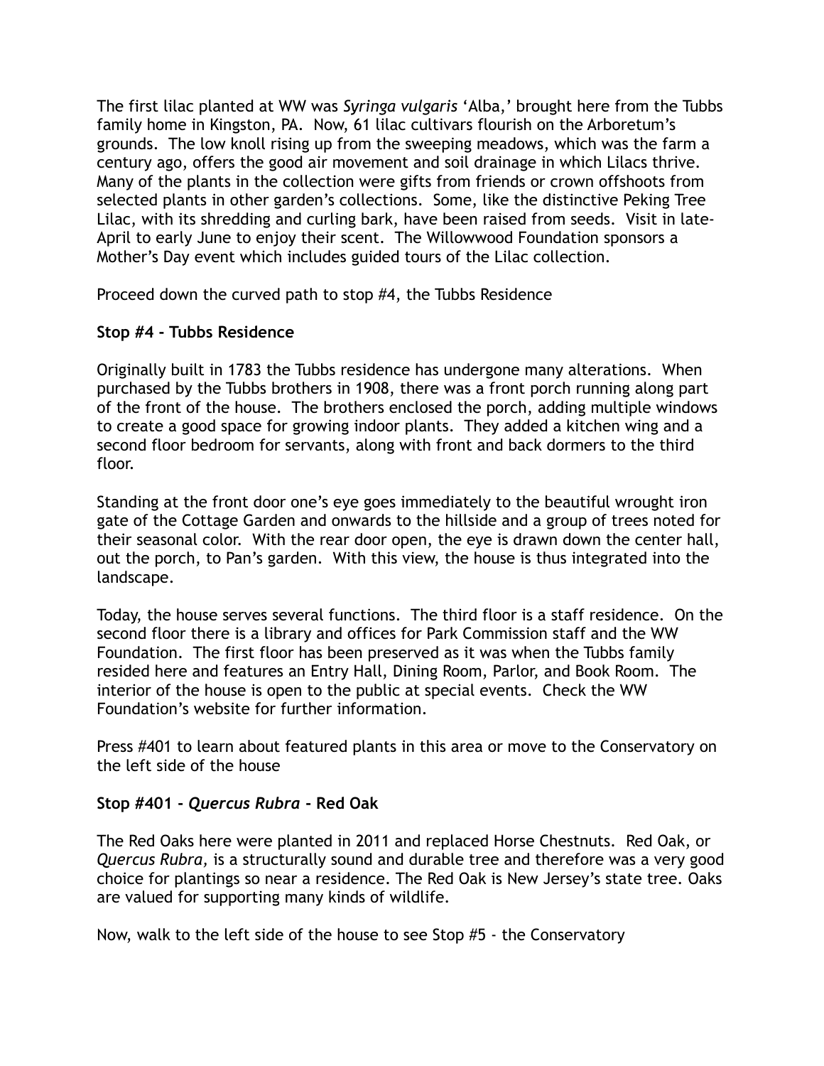The first lilac planted at WW was *Syringa vulgaris* 'Alba,' brought here from the Tubbs family home in Kingston, PA. Now, 61 lilac cultivars flourish on the Arboretum's grounds. The low knoll rising up from the sweeping meadows, which was the farm a century ago, offers the good air movement and soil drainage in which Lilacs thrive. Many of the plants in the collection were gifts from friends or crown offshoots from selected plants in other garden's collections. Some, like the distinctive Peking Tree Lilac, with its shredding and curling bark, have been raised from seeds. Visit in late-April to early June to enjoy their scent. The Willowwood Foundation sponsors a Mother's Day event which includes guided tours of the Lilac collection.

Proceed down the curved path to stop #4, the Tubbs Residence

**Stop #4 - Tubbs Residence**

Originally built in 1783 the Tubbs residence has undergone many alterations. When purchased by the Tubbs brothers in 1908, there was a front porch running along part of the front of the house. The brothers enclosed the porch, adding multiple windows to create a good space for growing indoor plants. They added a kitchen wing and a second floor bedroom for servants, along with front and back dormers to the third floor.

Standing at the front door one's eye goes immediately to the beautiful wrought iron gate of the Cottage Garden and onwards to the hillside and a group of trees noted for their seasonal color. With the rear door open, the eye is drawn down the center hall, out the porch, to Pan's garden. With this view, the house is thus integrated into the landscape.

Today, the house serves several functions. The third floor is a staff residence. On the second floor there is a library and offices for Park Commission staff and the WW Foundation. The first floor has been preserved as it was when the Tubbs family resided here and features an Entry Hall, Dining Room, Parlor, and Book Room. The interior of the house is open to the public at special events. Check the WW Foundation's website for further information.

Press #401 to learn about featured plants in this area or move to the Conservatory on the left side of the house

**Stop #401 - *Quercus Rubra* - Red Oak**

The Red Oaks here were planted in 2011 and replaced Horse Chestnuts. Red Oak, or *Quercus Rubra,* is a structurally sound and durable tree and therefore was a very good choice for plantings so near a residence. The Red Oak is New Jersey's state tree. Oaks are valued for supporting many kinds of wildlife.

Now, walk to the left side of the house to see Stop #5 - the Conservatory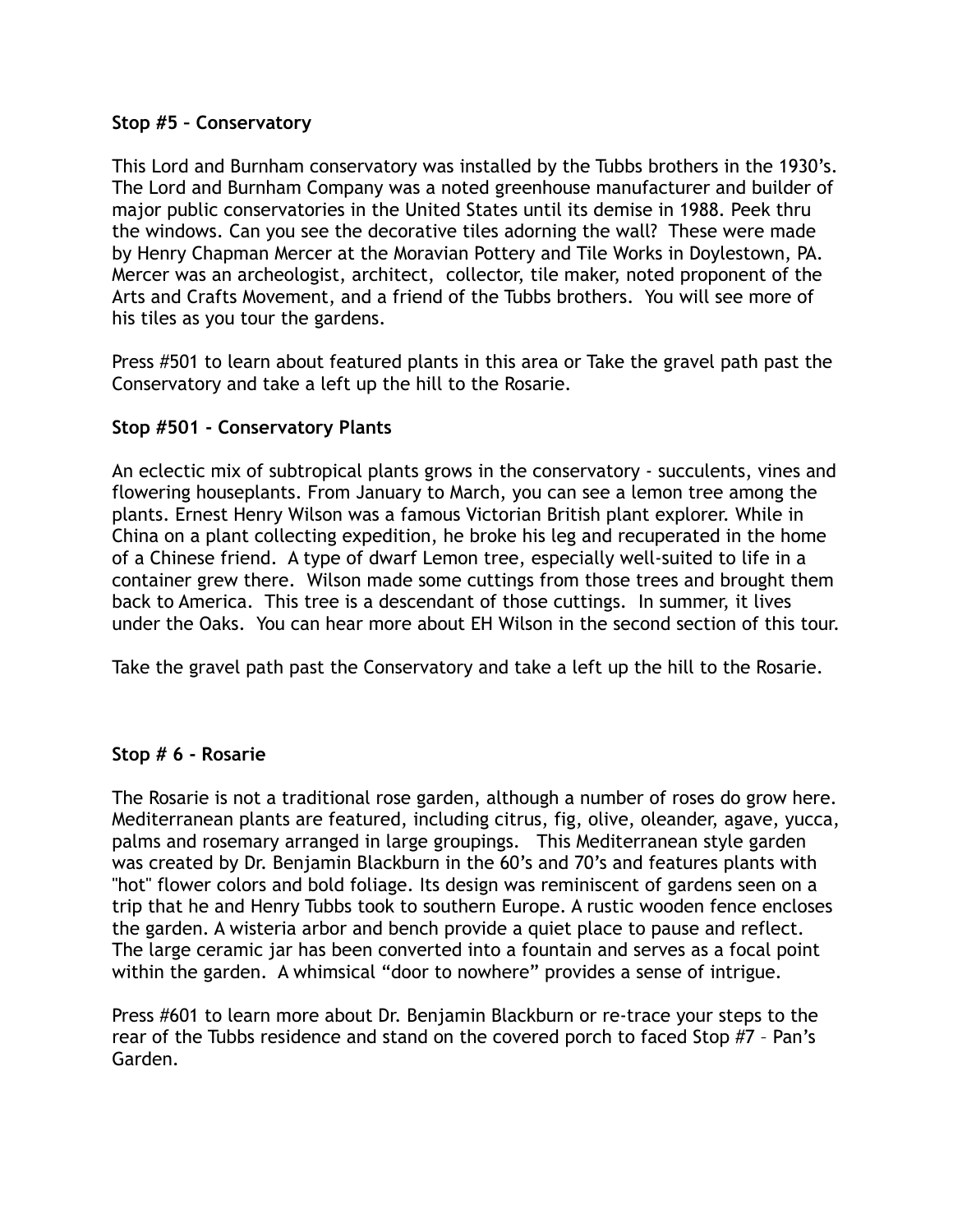**Stop #5 – Conservatory**

This Lord and Burnham conservatory was installed by the Tubbs brothers in the 1930's. The Lord and Burnham Company was a noted greenhouse manufacturer and builder of major public conservatories in the United States until its demise in 1988. Peek thru the windows. Can you see the decorative tiles adorning the wall? These were made by Henry Chapman Mercer at the Moravian Pottery and Tile Works in Doylestown, PA. Mercer was an archeologist, architect, collector, tile maker, noted proponent of the Arts and Crafts Movement, and a friend of the Tubbs brothers. You will see more of his tiles as you tour the gardens.

Press #501 to learn about featured plants in this area or Take the gravel path past the Conservatory and take a left up the hill to the Rosarie.

**Stop #501 - Conservatory Plants**

An eclectic mix of subtropical plants grows in the conservatory - succulents, vines and flowering houseplants. From January to March, you can see a lemon tree among the plants. Ernest Henry Wilson was a famous Victorian British plant explorer. While in China on a plant collecting expedition, he broke his leg and recuperated in the home of a Chinese friend. A type of dwarf Lemon tree, especially well-suited to life in a container grew there. Wilson made some cuttings from those trees and brought them back to America. This tree is a descendant of those cuttings. In summer, it lives under the Oaks. You can hear more about EH Wilson in the second section of this tour.

Take the gravel path past the Conservatory and take a left up the hill to the Rosarie.

**Stop # 6 - Rosarie**

The Rosarie is not a traditional rose garden, although a number of roses do grow here. Mediterranean plants are featured, including citrus, fig, olive, oleander, agave, yucca, palms and rosemary arranged in large groupings. This Mediterranean style garden was created by Dr. Benjamin Blackburn in the 60's and 70's and features plants with "hot" flower colors and bold foliage. Its design was reminiscent of gardens seen on a trip that he and Henry Tubbs took to southern Europe. A rustic wooden fence encloses the garden. A wisteria arbor and bench provide a quiet place to pause and reflect. The large ceramic jar has been converted into a fountain and serves as a focal point within the garden. A whimsical "door to nowhere" provides a sense of intrigue.

Press #601 to learn more about Dr. Benjamin Blackburn or re-trace your steps to the rear of the Tubbs residence and stand on the covered porch to faced Stop #7 – Pan's Garden.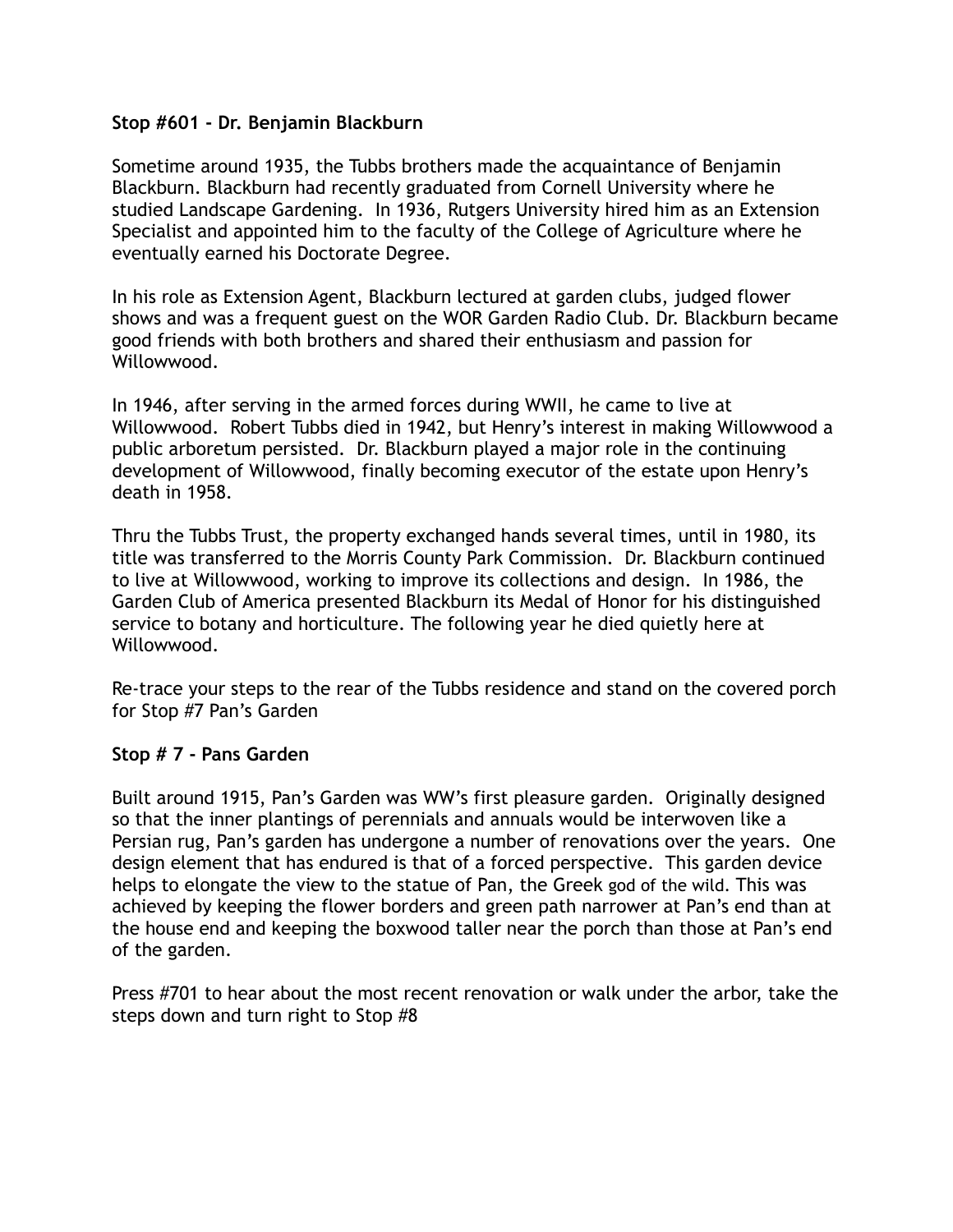**Stop #601 - Dr. Benjamin Blackburn**

Sometime around 1935, the Tubbs brothers made the acquaintance of Benjamin Blackburn. Blackburn had recently graduated from Cornell University where he studied Landscape Gardening. In 1936, Rutgers University hired him as an Extension Specialist and appointed him to the faculty of the College of Agriculture where he eventually earned his Doctorate Degree.

In his role as Extension Agent, Blackburn lectured at garden clubs, judged flower shows and was a frequent guest on the WOR Garden Radio Club. Dr. Blackburn became good friends with both brothers and shared their enthusiasm and passion for Willowwood.

In 1946, after serving in the armed forces during WWII, he came to live at Willowwood. Robert Tubbs died in 1942, but Henry's interest in making Willowwood a public arboretum persisted. Dr. Blackburn played a major role in the continuing development of Willowwood, finally becoming executor of the estate upon Henry's death in 1958.

Thru the Tubbs Trust, the property exchanged hands several times, until in 1980, its title was transferred to the Morris County Park Commission. Dr. Blackburn continued to live at Willowwood, working to improve its collections and design. In 1986, the Garden Club of America presented Blackburn its Medal of Honor for his distinguished service to botany and horticulture. The following year he died quietly here at Willowwood.

Re-trace your steps to the rear of the Tubbs residence and stand on the covered porch for Stop #7 Pan's Garden

**Stop # 7 - Pans Garden**

Built around 1915, Pan's Garden was WW's first pleasure garden. Originally designed so that the inner plantings of perennials and annuals would be interwoven like a Persian rug, Pan's garden has undergone a number of renovations over the years. One design element that has endured is that of a forced perspective. This garden device helps to elongate the view to the statue of Pan, the Greek god of the wild. This was achieved by keeping the flower borders and green path narrower at Pan's end than at the house end and keeping the boxwood taller near the porch than those at Pan's end of the garden.

Press #701 to hear about the most recent renovation or walk under the arbor, take the steps down and turn right to Stop #8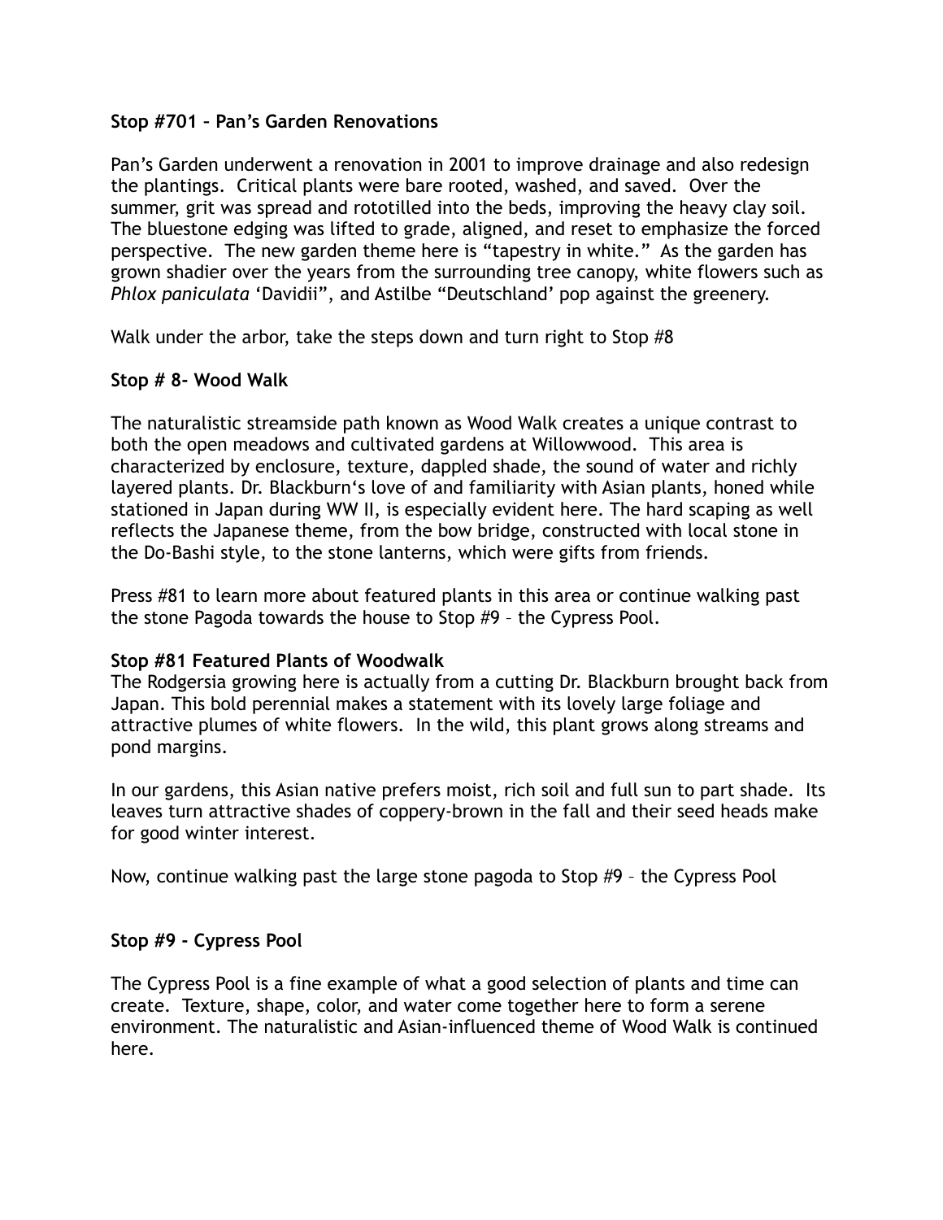**Stop #701 – Pan's Garden Renovations**

Pan's Garden underwent a renovation in 2001 to improve drainage and also redesign the plantings. Critical plants were bare rooted, washed, and saved. Over the summer, grit was spread and rototilled into the beds, improving the heavy clay soil. The bluestone edging was lifted to grade, aligned, and reset to emphasize the forced perspective. The new garden theme here is "tapestry in white." As the garden has grown shadier over the years from the surrounding tree canopy, white flowers such as *Phlox paniculata* 'Davidii", and Astilbe "Deutschland' pop against the greenery.

Walk under the arbor, take the steps down and turn right to Stop #8

**Stop # 8- Wood Walk**

The naturalistic streamside path known as Wood Walk creates a unique contrast to both the open meadows and cultivated gardens at Willowwood. This area is characterized by enclosure, texture, dappled shade, the sound of water and richly layered plants. Dr. Blackburn's love of and familiarity with Asian plants, honed while stationed in Japan during WW II, is especially evident here. The hard scaping as well reflects the Japanese theme, from the bow bridge, constructed with local stone in the Do-Bashi style, to the stone lanterns, which were gifts from friends.

Press #81 to learn more about featured plants in this area or continue walking past the stone Pagoda towards the house to Stop #9 – the Cypress Pool.

**Stop #81 Featured Plants of Woodwalk**

The Rodgersia growing here is actually from a cutting Dr. Blackburn brought back from Japan. This bold perennial makes a statement with its lovely large foliage and attractive plumes of white flowers. In the wild, this plant grows along streams and pond margins.

In our gardens, this Asian native prefers moist, rich soil and full sun to part shade. Its leaves turn attractive shades of coppery-brown in the fall and their seed heads make for good winter interest.

Now, continue walking past the large stone pagoda to Stop #9 – the Cypress Pool

**Stop #9 - Cypress Pool**

The Cypress Pool is a fine example of what a good selection of plants and time can create. Texture, shape, color, and water come together here to form a serene environment. The naturalistic and Asian-influenced theme of Wood Walk is continued here.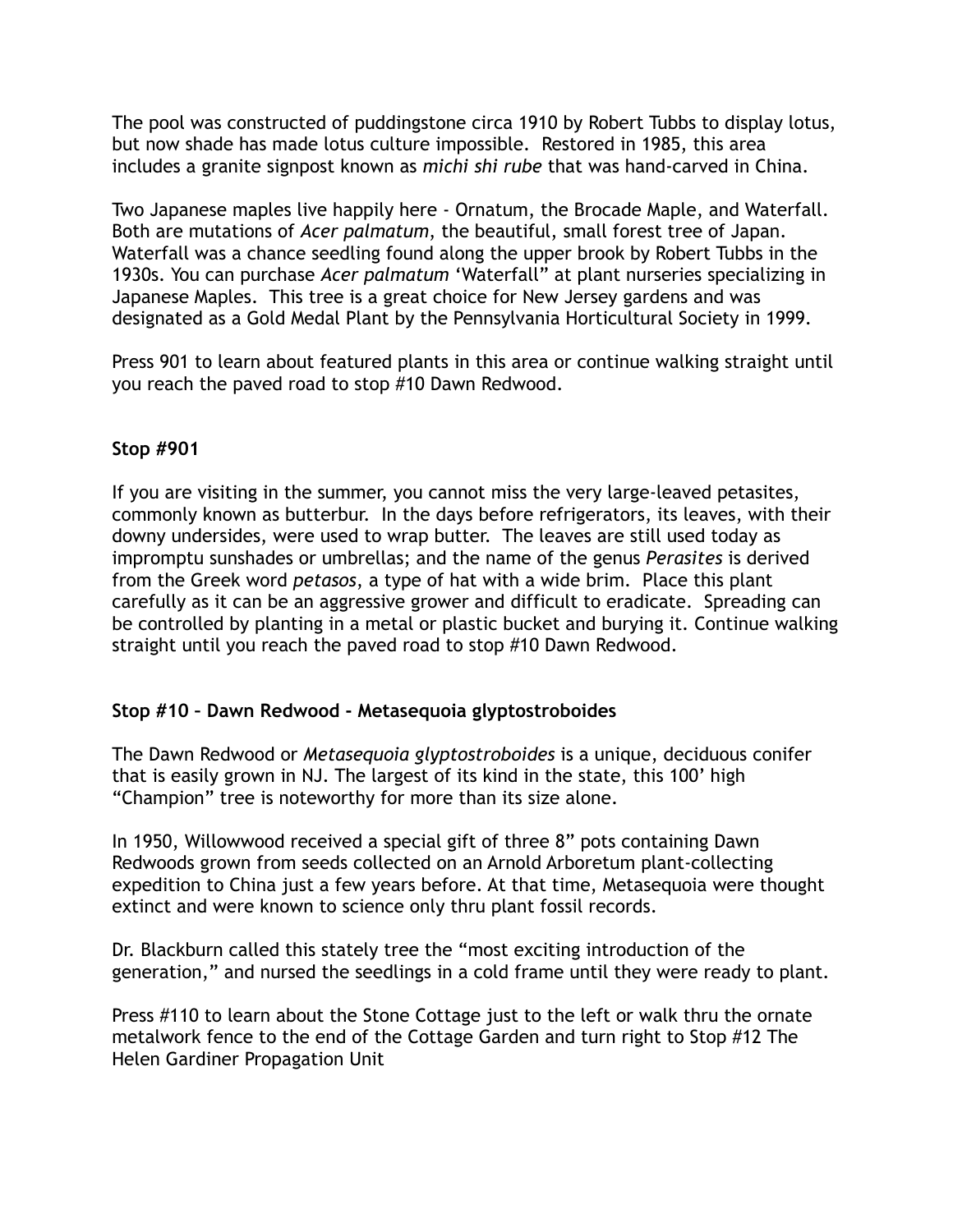The pool was constructed of puddingstone circa 1910 by Robert Tubbs to display lotus, but now shade has made lotus culture impossible. Restored in 1985, this area includes a granite signpost known as *michi shi rube* that was hand-carved in China.

Two Japanese maples live happily here - Ornatum, the Brocade Maple, and Waterfall. Both are mutations of *Acer palmatum*, the beautiful, small forest tree of Japan. Waterfall was a chance seedling found along the upper brook by Robert Tubbs in the 1930s. You can purchase *Acer palmatum* 'Waterfall" at plant nurseries specializing in Japanese Maples. This tree is a great choice for New Jersey gardens and was designated as a Gold Medal Plant by the Pennsylvania Horticultural Society in 1999.

Press 901 to learn about featured plants in this area or continue walking straight until you reach the paved road to stop #10 Dawn Redwood.

**Stop #901**

If you are visiting in the summer, you cannot miss the very large-leaved petasites, commonly known as butterbur. In the days before refrigerators, its leaves, with their downy undersides, were used to wrap butter. The leaves are still used today as impromptu sunshades or umbrellas; and the name of the genus *Perasites* is derived from the Greek word *petasos*, a type of hat with a wide brim. Place this plant carefully as it can be an aggressive grower and difficult to eradicate. Spreading can be controlled by planting in a metal or plastic bucket and burying it. Continue walking straight until you reach the paved road to stop #10 Dawn Redwood.

**Stop #10 – Dawn Redwood - Metasequoia glyptostroboides**

The Dawn Redwood or *Metasequoia glyptostroboides* is a unique, deciduous conifer that is easily grown in NJ. The largest of its kind in the state, this 100' high "Champion" tree is noteworthy for more than its size alone.

In 1950, Willowwood received a special gift of three 8" pots containing Dawn Redwoods grown from seeds collected on an Arnold Arboretum plant-collecting expedition to China just a few years before. At that time, Metasequoia were thought extinct and were known to science only thru plant fossil records.

Dr. Blackburn called this stately tree the "most exciting introduction of the generation," and nursed the seedlings in a cold frame until they were ready to plant.

Press #110 to learn about the Stone Cottage just to the left or walk thru the ornate metalwork fence to the end of the Cottage Garden and turn right to Stop #12 The Helen Gardiner Propagation Unit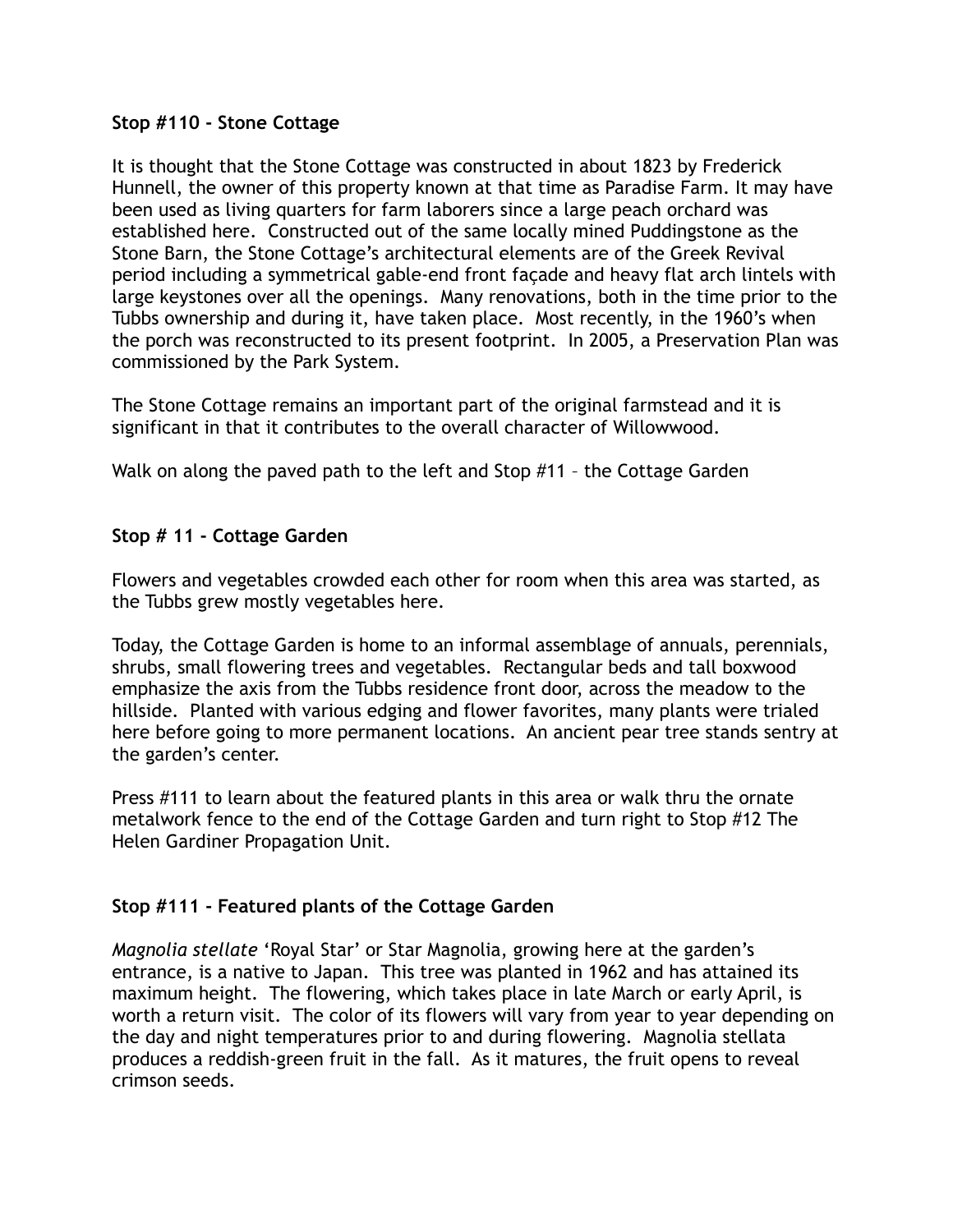**Stop #110 - Stone Cottage**

It is thought that the Stone Cottage was constructed in about 1823 by Frederick Hunnell, the owner of this property known at that time as Paradise Farm. It may have been used as living quarters for farm laborers since a large peach orchard was established here. Constructed out of the same locally mined Puddingstone as the Stone Barn, the Stone Cottage's architectural elements are of the Greek Revival period including a symmetrical gable-end front façade and heavy flat arch lintels with large keystones over all the openings. Many renovations, both in the time prior to the Tubbs ownership and during it, have taken place. Most recently, in the 1960's when the porch was reconstructed to its present footprint. In 2005, a Preservation Plan was commissioned by the Park System.

The Stone Cottage remains an important part of the original farmstead and it is significant in that it contributes to the overall character of Willowwood.

Walk on along the paved path to the left and Stop #11 – the Cottage Garden

**Stop # 11 - Cottage Garden**

Flowers and vegetables crowded each other for room when this area was started, as the Tubbs grew mostly vegetables here.

Today, the Cottage Garden is home to an informal assemblage of annuals, perennials, shrubs, small flowering trees and vegetables. Rectangular beds and tall boxwood emphasize the axis from the Tubbs residence front door, across the meadow to the hillside. Planted with various edging and flower favorites, many plants were trialed here before going to more permanent locations. An ancient pear tree stands sentry at the garden's center.

Press #111 to learn about the featured plants in this area or walk thru the ornate metalwork fence to the end of the Cottage Garden and turn right to Stop #12 The Helen Gardiner Propagation Unit.

**Stop #111 - Featured plants of the Cottage Garden**

*Magnolia stellate* 'Royal Star' or Star Magnolia, growing here at the garden's entrance, is a native to Japan. This tree was planted in 1962 and has attained its maximum height. The flowering, which takes place in late March or early April, is worth a return visit. The color of its flowers will vary from year to year depending on the day and night temperatures prior to and during flowering. Magnolia stellata produces a reddish-green fruit in the fall. As it matures, the fruit opens to reveal crimson seeds.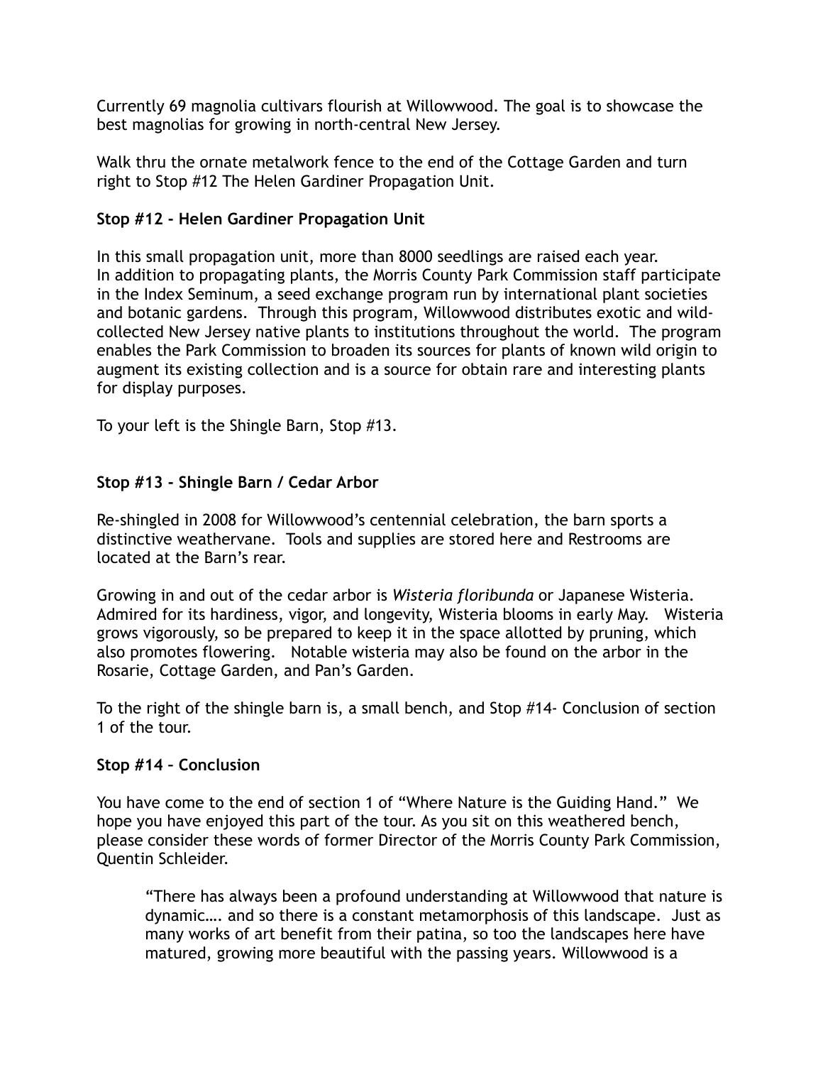Currently 69 magnolia cultivars flourish at Willowwood. The goal is to showcase the best magnolias for growing in north-central New Jersey.

Walk thru the ornate metalwork fence to the end of the Cottage Garden and turn right to Stop #12 The Helen Gardiner Propagation Unit.

**Stop #12 - Helen Gardiner Propagation Unit**

In this small propagation unit, more than 8000 seedlings are raised each year. In addition to propagating plants, the Morris County Park Commission staff participate in the Index Seminum, a seed exchange program run by international plant societies and botanic gardens. Through this program, Willowwood distributes exotic and wild-collected New Jersey native plants to institutions throughout the world. The program enables the Park Commission to broaden its sources for plants of known wild origin to augment its existing collection and is a source for obtain rare and interesting plants for display purposes.

To your left is the Shingle Barn, Stop #13.

**Stop #13 - Shingle Barn / Cedar Arbor**

Re-shingled in 2008 for Willowwood's centennial celebration, the barn sports a distinctive weathervane. Tools and supplies are stored here and Restrooms are located at the Barn's rear.

Growing in and out of the cedar arbor is *Wisteria floribunda* or Japanese Wisteria. Admired for its hardiness, vigor, and longevity, Wisteria blooms in early May. Wisteria grows vigorously, so be prepared to keep it in the space allotted by pruning, which also promotes flowering. Notable wisteria may also be found on the arbor in the Rosarie, Cottage Garden, and Pan's Garden.

To the right of the shingle barn is, a small bench, and Stop #14- Conclusion of section 1 of the tour.

**Stop #14 – Conclusion**

You have come to the end of section 1 of "Where Nature is the Guiding Hand." We hope you have enjoyed this part of the tour. As you sit on this weathered bench, please consider these words of former Director of the Morris County Park Commission, Quentin Schleider.

> "There has always been a profound understanding at Willowwood that nature is dynamic…. and so there is a constant metamorphosis of this landscape. Just as many works of art benefit from their patina, so too the landscapes here have matured, growing more beautiful with the passing years. Willowwood is a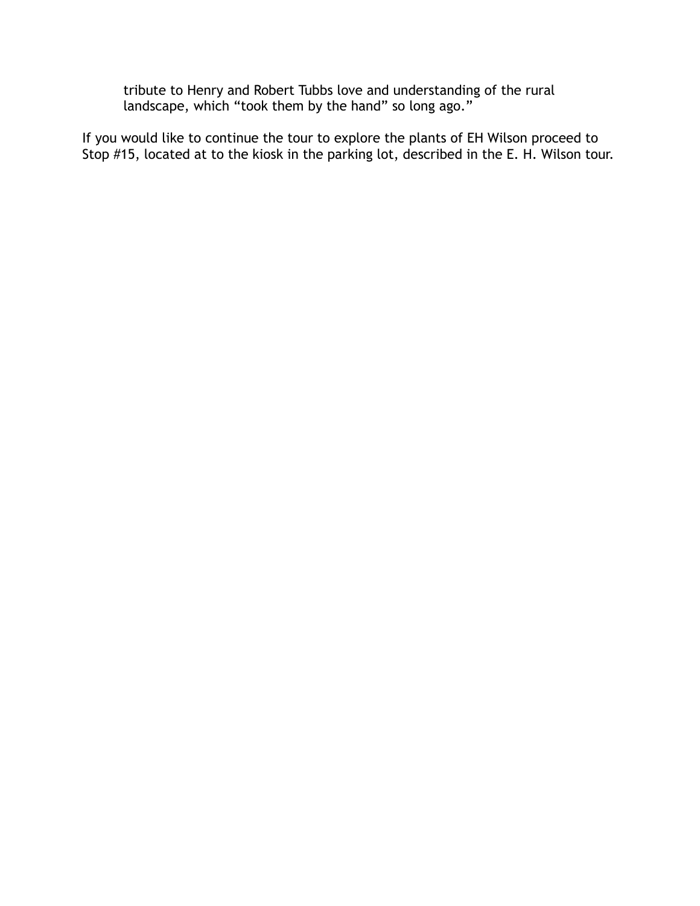> tribute to Henry and Robert Tubbs love and understanding of the rural landscape, which "took them by the hand" so long ago."

If you would like to continue the tour to explore the plants of EH Wilson proceed to Stop #15, located at to the kiosk in the parking lot, described in the E. H. Wilson tour.